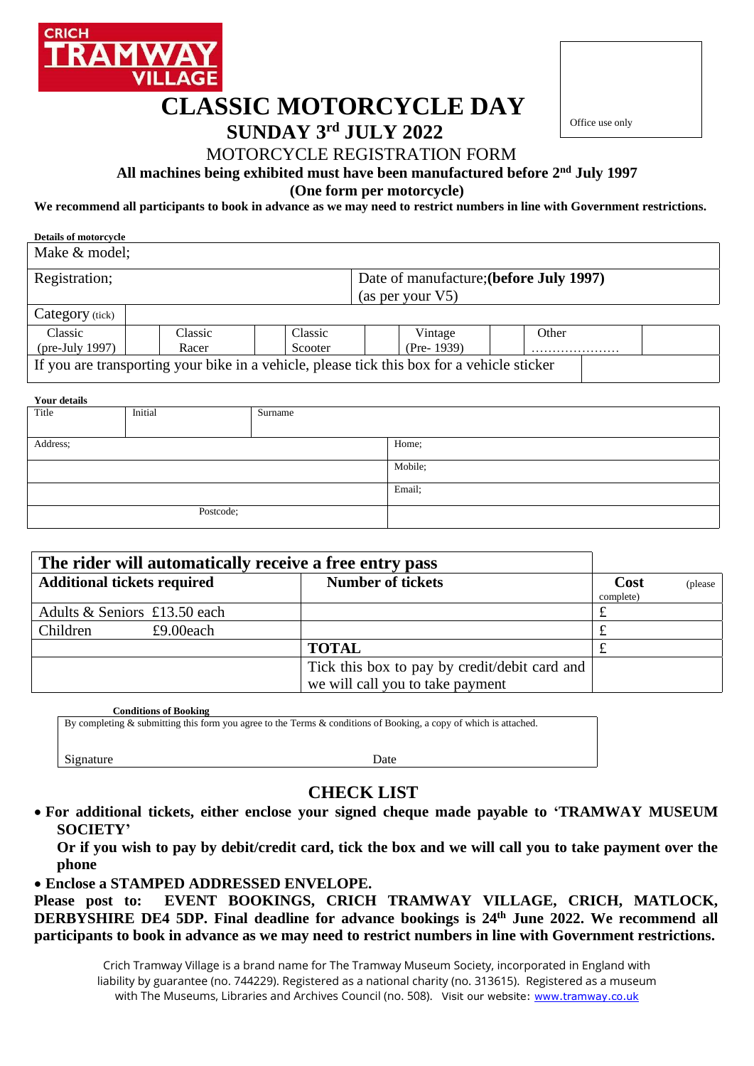CRICH TRAMWAY VILLAGE

Office use only

# CLASSIC MOTORCYCLE DAY

## SUNDAY 3rd JULY 2022

MOTORCYCLE REGISTRATION FORM

**All machines being exhibited must have been manufactured before 2nd July 1997**

**(One form per motorcycle)**

**We recommend all participants to book in advance as we may need to restrict numbers in line with Government restrictions.**

**Details of motorcycle**

| Make & model; | | | | | | | | | |
|---|---|---|---|---|---|---|---|---|---|
| Registration; | | | | Date of manufacture;**(before July 1997)** (as per your V5) | | | | | |
| Category (tick) | | | | | | | | | |
| Classic (pre-July 1997) | | Classic Racer | | Classic Scooter | | Vintage (Pre- 1939) | | Other ………………… | |
| If you are transporting your bike in a vehicle, please tick this box for a vehicle sticker | | | | | | | | | |

**Your details**

| Title | Initial | Surname | |
|---|---|---|---|
| Address; | | | Home; |
| | | | Mobile; |
| | | | Email; |
| Postcode; | | | |

| The rider will automatically receive a free entry pass | | |
|---|---|---|
| **Additional tickets required** | **Number of tickets** | **Cost** (please complete) |
| Adults & Seniors £13.50 each | | £ |
| Children £9.00each | | £ |
| | **TOTAL** | £ |
| | Tick this box to pay by credit/debit card and we will call you to take payment | |

**Conditions of Booking**

By completing & submitting this form you agree to the Terms & conditions of Booking, a copy of which is attached.

Signature Date

## CHECK LIST

- **For additional tickets, either enclose your signed cheque made payable to 'TRAMWAY MUSEUM SOCIETY'**
  **Or if you wish to pay by debit/credit card, tick the box and we will call you to take payment over the phone**
- **Enclose a STAMPED ADDRESSED ENVELOPE.**

**Please post to: EVENT BOOKINGS, CRICH TRAMWAY VILLAGE, CRICH, MATLOCK, DERBYSHIRE DE4 5DP. Final deadline for advance bookings is 24th June 2022. We recommend all participants to book in advance as we may need to restrict numbers in line with Government restrictions.**

Crich Tramway Village is a brand name for The Tramway Museum Society, incorporated in England with liability by guarantee (no. 744229). Registered as a national charity (no. 313615). Registered as a museum with The Museums, Libraries and Archives Council (no. 508). Visit our website: www.tramway.co.uk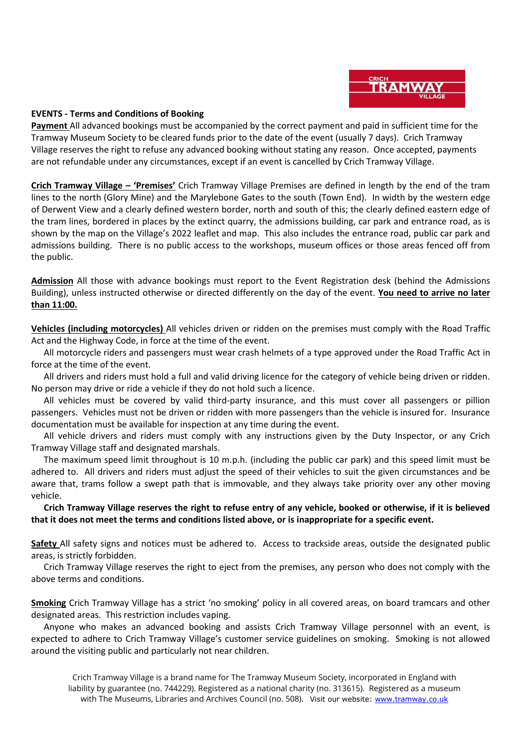**EVENTS - Terms and Conditions of Booking**

**Payment** All advanced bookings must be accompanied by the correct payment and paid in sufficient time for the Tramway Museum Society to be cleared funds prior to the date of the event (usually 7 days). Crich Tramway Village reserves the right to refuse any advanced booking without stating any reason. Once accepted, payments are not refundable under any circumstances, except if an event is cancelled by Crich Tramway Village.

**Crich Tramway Village – 'Premises'** Crich Tramway Village Premises are defined in length by the end of the tram lines to the north (Glory Mine) and the Marylebone Gates to the south (Town End). In width by the western edge of Derwent View and a clearly defined western border, north and south of this; the clearly defined eastern edge of the tram lines, bordered in places by the extinct quarry, the admissions building, car park and entrance road, as is shown by the map on the Village's 2022 leaflet and map. This also includes the entrance road, public car park and admissions building. There is no public access to the workshops, museum offices or those areas fenced off from the public.

**Admission** All those with advance bookings must report to the Event Registration desk (behind the Admissions Building), unless instructed otherwise or directed differently on the day of the event. **You need to arrive no later than 11:00.**

**Vehicles (including motorcycles)** All vehicles driven or ridden on the premises must comply with the Road Traffic Act and the Highway Code, in force at the time of the event.

All motorcycle riders and passengers must wear crash helmets of a type approved under the Road Traffic Act in force at the time of the event.

All drivers and riders must hold a full and valid driving licence for the category of vehicle being driven or ridden. No person may drive or ride a vehicle if they do not hold such a licence.

All vehicles must be covered by valid third-party insurance, and this must cover all passengers or pillion passengers. Vehicles must not be driven or ridden with more passengers than the vehicle is insured for. Insurance documentation must be available for inspection at any time during the event.

All vehicle drivers and riders must comply with any instructions given by the Duty Inspector, or any Crich Tramway Village staff and designated marshals.

The maximum speed limit throughout is 10 m.p.h. (including the public car park) and this speed limit must be adhered to. All drivers and riders must adjust the speed of their vehicles to suit the given circumstances and be aware that, trams follow a swept path that is immovable, and they always take priority over any other moving vehicle.

**Crich Tramway Village reserves the right to refuse entry of any vehicle, booked or otherwise, if it is believed that it does not meet the terms and conditions listed above, or is inappropriate for a specific event.**

**Safety** All safety signs and notices must be adhered to. Access to trackside areas, outside the designated public areas, is strictly forbidden.

Crich Tramway Village reserves the right to eject from the premises, any person who does not comply with the above terms and conditions.

**Smoking** Crich Tramway Village has a strict 'no smoking' policy in all covered areas, on board tramcars and other designated areas. This restriction includes vaping.

Anyone who makes an advanced booking and assists Crich Tramway Village personnel with an event, is expected to adhere to Crich Tramway Village's customer service guidelines on smoking. Smoking is not allowed around the visiting public and particularly not near children.

Crich Tramway Village is a brand name for The Tramway Museum Society, incorporated in England with liability by guarantee (no. 744229). Registered as a national charity (no. 313615). Registered as a museum with The Museums, Libraries and Archives Council (no. 508). Visit our website: www.tramway.co.uk